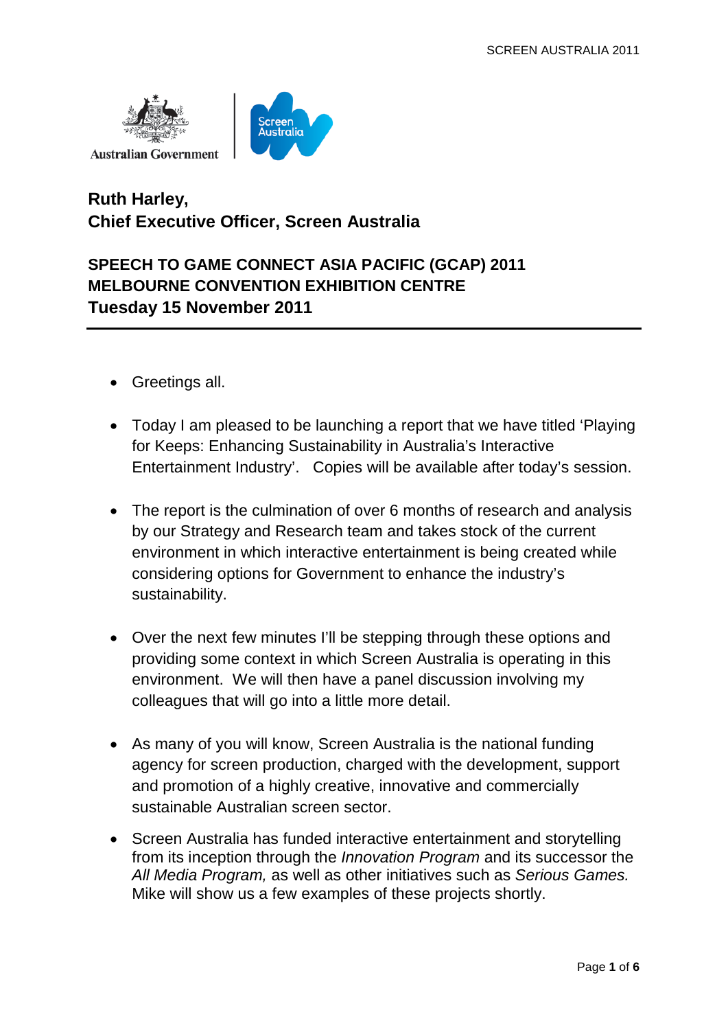**Ruth Harley,**
**Chief Executive Officer, Screen Australia**

## SPEECH TO GAME CONNECT ASIA PACIFIC (GCAP) 2011
## MELBOURNE CONVENTION EXHIBITION CENTRE
## Tuesday 15 November 2011

---

- Greetings all.

- Today I am pleased to be launching a report that we have titled 'Playing for Keeps: Enhancing Sustainability in Australia's Interactive Entertainment Industry'. Copies will be available after today's session.

- The report is the culmination of over 6 months of research and analysis by our Strategy and Research team and takes stock of the current environment in which interactive entertainment is being created while considering options for Government to enhance the industry's sustainability.

- Over the next few minutes I'll be stepping through these options and providing some context in which Screen Australia is operating in this environment. We will then have a panel discussion involving my colleagues that will go into a little more detail.

- As many of you will know, Screen Australia is the national funding agency for screen production, charged with the development, support and promotion of a highly creative, innovative and commercially sustainable Australian screen sector.

- Screen Australia has funded interactive entertainment and storytelling from its inception through the *Innovation Program* and its successor the *All Media Program,* as well as other initiatives such as *Serious Games.* Mike will show us a few examples of these projects shortly.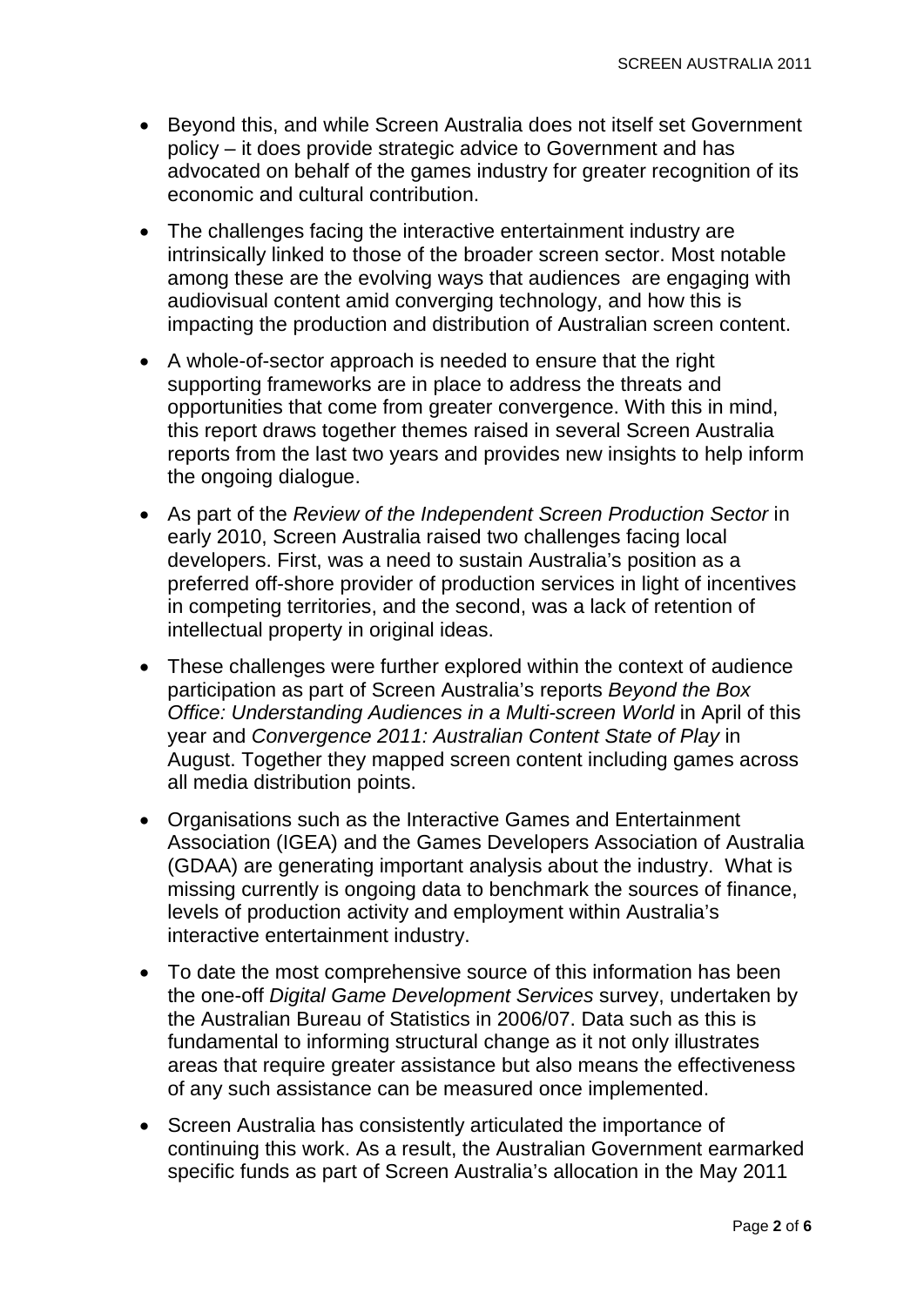- Beyond this, and while Screen Australia does not itself set Government policy – it does provide strategic advice to Government and has advocated on behalf of the games industry for greater recognition of its economic and cultural contribution.
- The challenges facing the interactive entertainment industry are intrinsically linked to those of the broader screen sector. Most notable among these are the evolving ways that audiences are engaging with audiovisual content amid converging technology, and how this is impacting the production and distribution of Australian screen content.
- A whole-of-sector approach is needed to ensure that the right supporting frameworks are in place to address the threats and opportunities that come from greater convergence. With this in mind, this report draws together themes raised in several Screen Australia reports from the last two years and provides new insights to help inform the ongoing dialogue.
- As part of the *Review of the Independent Screen Production Sector* in early 2010, Screen Australia raised two challenges facing local developers. First, was a need to sustain Australia's position as a preferred off-shore provider of production services in light of incentives in competing territories, and the second, was a lack of retention of intellectual property in original ideas.
- These challenges were further explored within the context of audience participation as part of Screen Australia's reports *Beyond the Box Office: Understanding Audiences in a Multi-screen World* in April of this year and *Convergence 2011: Australian Content State of Play* in August. Together they mapped screen content including games across all media distribution points.
- Organisations such as the Interactive Games and Entertainment Association (IGEA) and the Games Developers Association of Australia (GDAA) are generating important analysis about the industry. What is missing currently is ongoing data to benchmark the sources of finance, levels of production activity and employment within Australia's interactive entertainment industry.
- To date the most comprehensive source of this information has been the one-off *Digital Game Development Services* survey, undertaken by the Australian Bureau of Statistics in 2006/07. Data such as this is fundamental to informing structural change as it not only illustrates areas that require greater assistance but also means the effectiveness of any such assistance can be measured once implemented.
- Screen Australia has consistently articulated the importance of continuing this work. As a result, the Australian Government earmarked specific funds as part of Screen Australia's allocation in the May 2011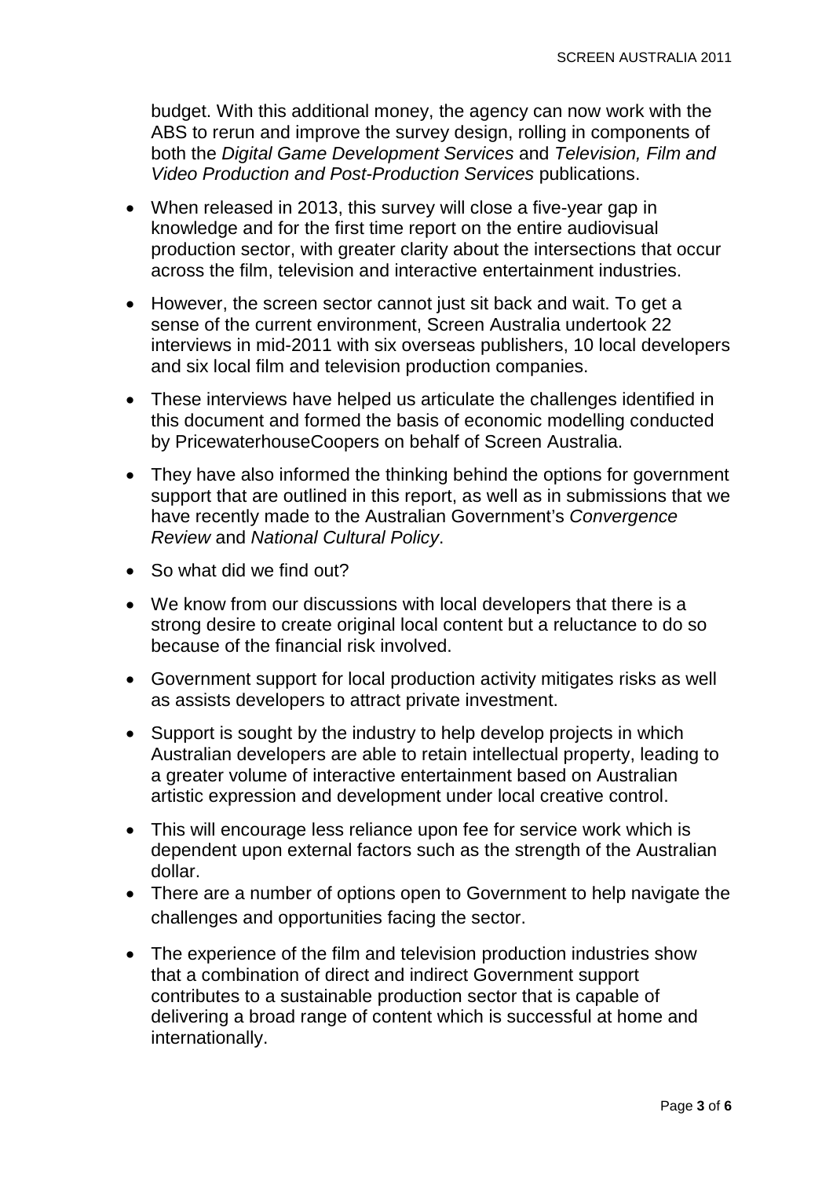budget. With this additional money, the agency can now work with the ABS to rerun and improve the survey design, rolling in components of both the *Digital Game Development Services* and *Television, Film and Video Production and Post-Production Services* publications.

- When released in 2013, this survey will close a five-year gap in knowledge and for the first time report on the entire audiovisual production sector, with greater clarity about the intersections that occur across the film, television and interactive entertainment industries.
- However, the screen sector cannot just sit back and wait. To get a sense of the current environment, Screen Australia undertook 22 interviews in mid-2011 with six overseas publishers, 10 local developers and six local film and television production companies.
- These interviews have helped us articulate the challenges identified in this document and formed the basis of economic modelling conducted by PricewaterhouseCoopers on behalf of Screen Australia.
- They have also informed the thinking behind the options for government support that are outlined in this report, as well as in submissions that we have recently made to the Australian Government's *Convergence Review* and *National Cultural Policy*.
- So what did we find out?
- We know from our discussions with local developers that there is a strong desire to create original local content but a reluctance to do so because of the financial risk involved.
- Government support for local production activity mitigates risks as well as assists developers to attract private investment.
- Support is sought by the industry to help develop projects in which Australian developers are able to retain intellectual property, leading to a greater volume of interactive entertainment based on Australian artistic expression and development under local creative control.
- This will encourage less reliance upon fee for service work which is dependent upon external factors such as the strength of the Australian dollar.
- There are a number of options open to Government to help navigate the challenges and opportunities facing the sector.
- The experience of the film and television production industries show that a combination of direct and indirect Government support contributes to a sustainable production sector that is capable of delivering a broad range of content which is successful at home and internationally.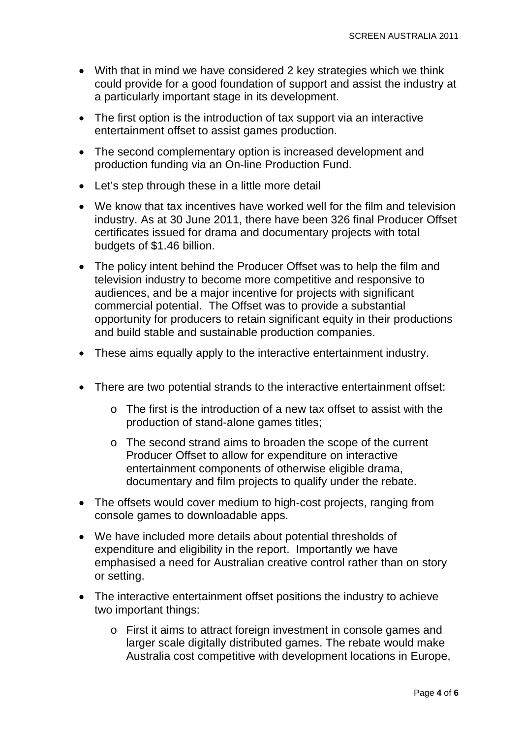- With that in mind we have considered 2 key strategies which we think could provide for a good foundation of support and assist the industry at a particularly important stage in its development.
- The first option is the introduction of tax support via an interactive entertainment offset to assist games production.
- The second complementary option is increased development and production funding via an On-line Production Fund.
- Let's step through these in a little more detail
- We know that tax incentives have worked well for the film and television industry. As at 30 June 2011, there have been 326 final Producer Offset certificates issued for drama and documentary projects with total budgets of $1.46 billion.
- The policy intent behind the Producer Offset was to help the film and television industry to become more competitive and responsive to audiences, and be a major incentive for projects with significant commercial potential. The Offset was to provide a substantial opportunity for producers to retain significant equity in their productions and build stable and sustainable production companies.
- These aims equally apply to the interactive entertainment industry.
- There are two potential strands to the interactive entertainment offset:
    - The first is the introduction of a new tax offset to assist with the production of stand-alone games titles;
    - The second strand aims to broaden the scope of the current Producer Offset to allow for expenditure on interactive entertainment components of otherwise eligible drama, documentary and film projects to qualify under the rebate.
- The offsets would cover medium to high-cost projects, ranging from console games to downloadable apps.
- We have included more details about potential thresholds of expenditure and eligibility in the report. Importantly we have emphasised a need for Australian creative control rather than on story or setting.
- The interactive entertainment offset positions the industry to achieve two important things:
    - First it aims to attract foreign investment in console games and larger scale digitally distributed games. The rebate would make Australia cost competitive with development locations in Europe,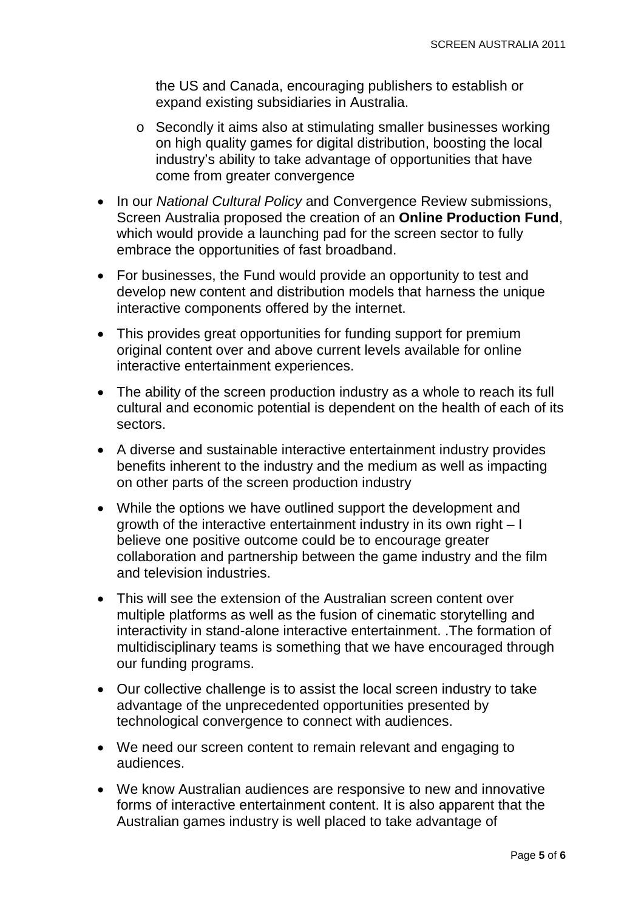the US and Canada, encouraging publishers to establish or expand existing subsidiaries in Australia.

  - Secondly it aims also at stimulating smaller businesses working on high quality games for digital distribution, boosting the local industry's ability to take advantage of opportunities that have come from greater convergence

- In our *National Cultural Policy* and Convergence Review submissions, Screen Australia proposed the creation of an **Online Production Fund**, which would provide a launching pad for the screen sector to fully embrace the opportunities of fast broadband.

- For businesses, the Fund would provide an opportunity to test and develop new content and distribution models that harness the unique interactive components offered by the internet.

- This provides great opportunities for funding support for premium original content over and above current levels available for online interactive entertainment experiences.

- The ability of the screen production industry as a whole to reach its full cultural and economic potential is dependent on the health of each of its sectors.

- A diverse and sustainable interactive entertainment industry provides benefits inherent to the industry and the medium as well as impacting on other parts of the screen production industry

- While the options we have outlined support the development and growth of the interactive entertainment industry in its own right – I believe one positive outcome could be to encourage greater collaboration and partnership between the game industry and the film and television industries.

- This will see the extension of the Australian screen content over multiple platforms as well as the fusion of cinematic storytelling and interactivity in stand-alone interactive entertainment. .The formation of multidisciplinary teams is something that we have encouraged through our funding programs.

- Our collective challenge is to assist the local screen industry to take advantage of the unprecedented opportunities presented by technological convergence to connect with audiences.

- We need our screen content to remain relevant and engaging to audiences.

- We know Australian audiences are responsive to new and innovative forms of interactive entertainment content. It is also apparent that the Australian games industry is well placed to take advantage of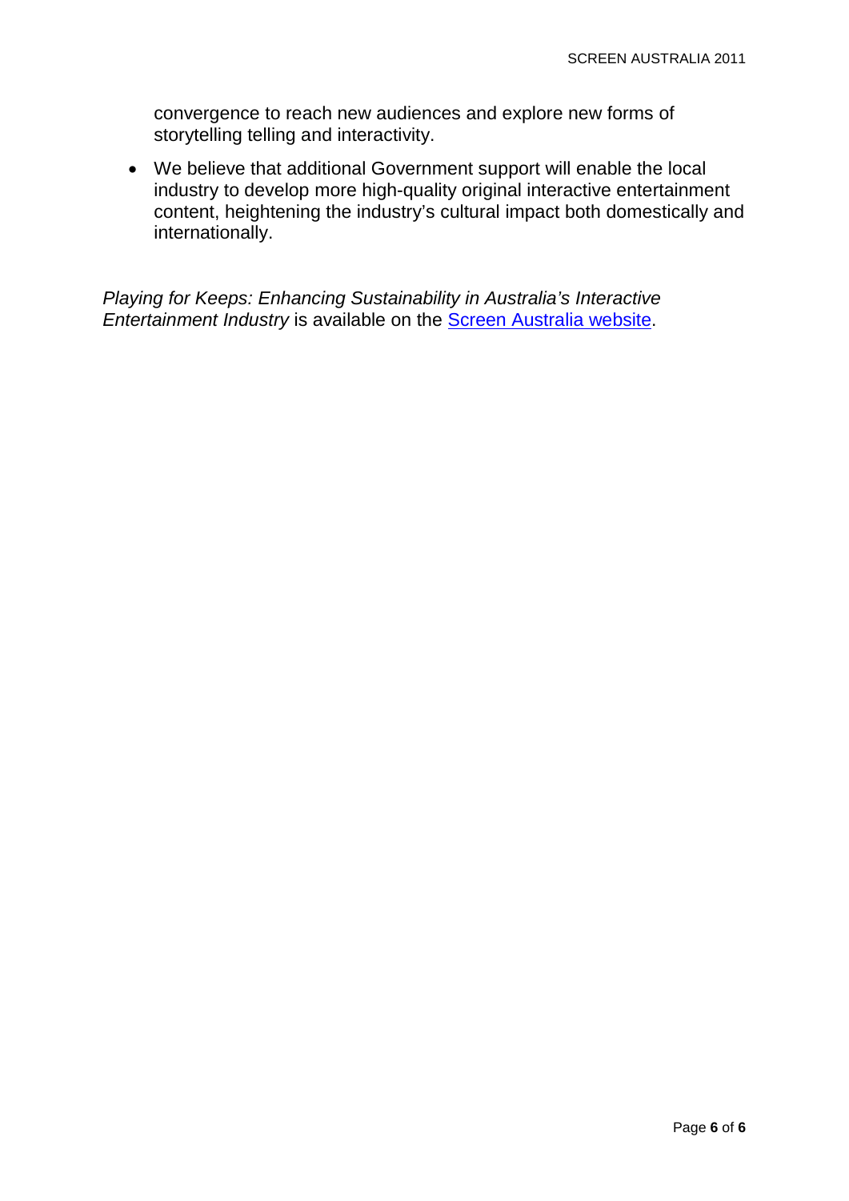convergence to reach new audiences and explore new forms of storytelling telling and interactivity.

- We believe that additional Government support will enable the local industry to develop more high-quality original interactive entertainment content, heightening the industry's cultural impact both domestically and internationally.

*Playing for Keeps: Enhancing Sustainability in Australia's Interactive Entertainment Industry* is available on the Screen Australia website.